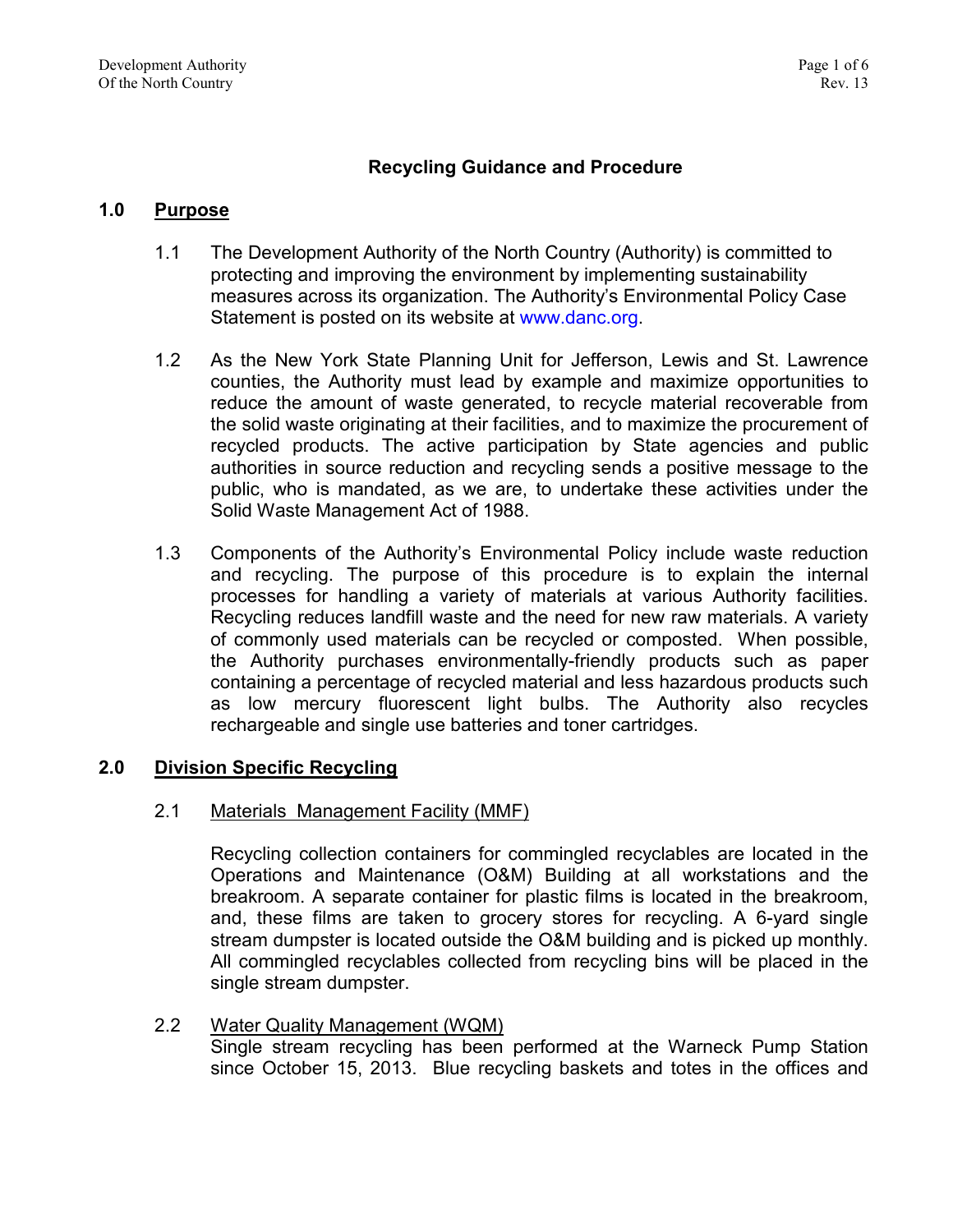# Recycling Guidance and Procedure

## 1.0 Purpose

1.1 The Development Authority of the North Country (Authority) is committed to protecting and improving the environment by implementing sustainability measures across its organization. The Authority's Environmental Policy Case Statement is posted on its website at www.danc.org.

1.2 As the New York State Planning Unit for Jefferson, Lewis and St. Lawrence counties, the Authority must lead by example and maximize opportunities to reduce the amount of waste generated, to recycle material recoverable from the solid waste originating at their facilities, and to maximize the procurement of recycled products. The active participation by State agencies and public authorities in source reduction and recycling sends a positive message to the public, who is mandated, as we are, to undertake these activities under the Solid Waste Management Act of 1988.

1.3 Components of the Authority's Environmental Policy include waste reduction and recycling. The purpose of this procedure is to explain the internal processes for handling a variety of materials at various Authority facilities. Recycling reduces landfill waste and the need for new raw materials. A variety of commonly used materials can be recycled or composted. When possible, the Authority purchases environmentally-friendly products such as paper containing a percentage of recycled material and less hazardous products such as low mercury fluorescent light bulbs. The Authority also recycles rechargeable and single use batteries and toner cartridges.

## 2.0 Division Specific Recycling

### 2.1 Materials Management Facility (MMF)

Recycling collection containers for commingled recyclables are located in the Operations and Maintenance (O&M) Building at all workstations and the breakroom. A separate container for plastic films is located in the breakroom, and, these films are taken to grocery stores for recycling. A 6-yard single stream dumpster is located outside the O&M building and is picked up monthly. All commingled recyclables collected from recycling bins will be placed in the single stream dumpster.

### 2.2 Water Quality Management (WQM)

Single stream recycling has been performed at the Warneck Pump Station since October 15, 2013. Blue recycling baskets and totes in the offices and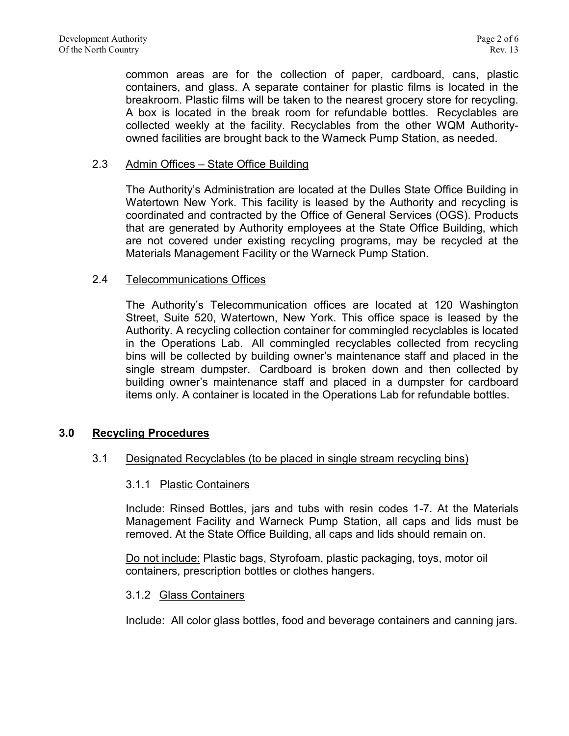common areas are for the collection of paper, cardboard, cans, plastic containers, and glass. A separate container for plastic films is located in the breakroom. Plastic films will be taken to the nearest grocery store for recycling. A box is located in the break room for refundable bottles. Recyclables are collected weekly at the facility. Recyclables from the other WQM Authority-owned facilities are brought back to the Warneck Pump Station, as needed.

### 2.3 Admin Offices – State Office Building

The Authority's Administration are located at the Dulles State Office Building in Watertown New York. This facility is leased by the Authority and recycling is coordinated and contracted by the Office of General Services (OGS). Products that are generated by Authority employees at the State Office Building, which are not covered under existing recycling programs, may be recycled at the Materials Management Facility or the Warneck Pump Station.

### 2.4 Telecommunications Offices

The Authority's Telecommunication offices are located at 120 Washington Street, Suite 520, Watertown, New York. This office space is leased by the Authority. A recycling collection container for commingled recyclables is located in the Operations Lab. All commingled recyclables collected from recycling bins will be collected by building owner's maintenance staff and placed in the single stream dumpster. Cardboard is broken down and then collected by building owner's maintenance staff and placed in a dumpster for cardboard items only. A container is located in the Operations Lab for refundable bottles.

## 3.0 Recycling Procedures

### 3.1 Designated Recyclables (to be placed in single stream recycling bins)

#### 3.1.1 Plastic Containers

Include: Rinsed Bottles, jars and tubs with resin codes 1-7. At the Materials Management Facility and Warneck Pump Station, all caps and lids must be removed. At the State Office Building, all caps and lids should remain on.

Do not include: Plastic bags, Styrofoam, plastic packaging, toys, motor oil containers, prescription bottles or clothes hangers.

#### 3.1.2 Glass Containers

Include: All color glass bottles, food and beverage containers and canning jars.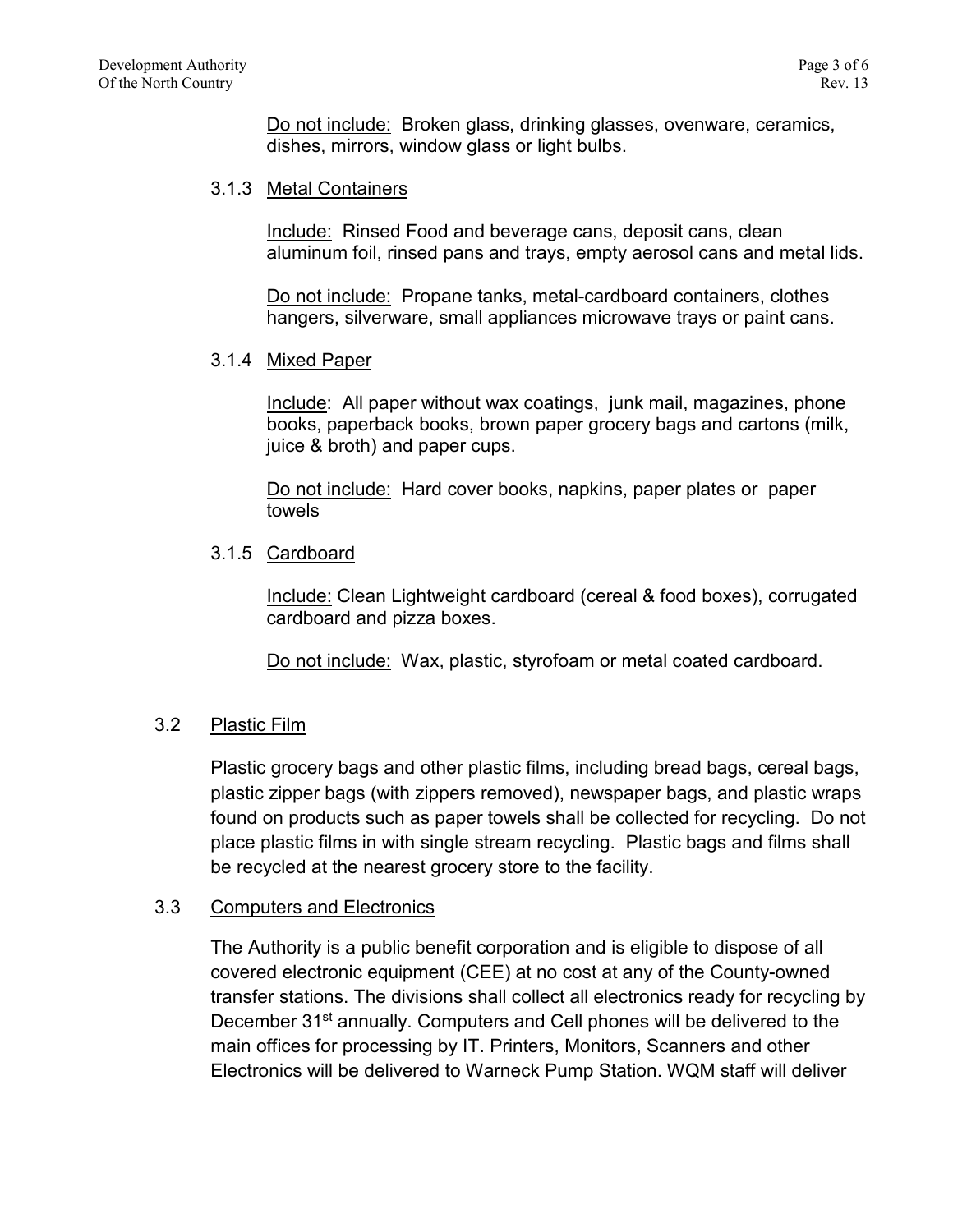Do not include: Broken glass, drinking glasses, ovenware, ceramics, dishes, mirrors, window glass or light bulbs.

#### 3.1.3 Metal Containers

Include: Rinsed Food and beverage cans, deposit cans, clean aluminum foil, rinsed pans and trays, empty aerosol cans and metal lids.

Do not include: Propane tanks, metal-cardboard containers, clothes hangers, silverware, small appliances microwave trays or paint cans.

#### 3.1.4 Mixed Paper

Include: All paper without wax coatings, junk mail, magazines, phone books, paperback books, brown paper grocery bags and cartons (milk, juice & broth) and paper cups.

Do not include: Hard cover books, napkins, paper plates or paper towels

#### 3.1.5 Cardboard

Include: Clean Lightweight cardboard (cereal & food boxes), corrugated cardboard and pizza boxes.

Do not include: Wax, plastic, styrofoam or metal coated cardboard.

### 3.2 Plastic Film

Plastic grocery bags and other plastic films, including bread bags, cereal bags, plastic zipper bags (with zippers removed), newspaper bags, and plastic wraps found on products such as paper towels shall be collected for recycling. Do not place plastic films in with single stream recycling. Plastic bags and films shall be recycled at the nearest grocery store to the facility.

### 3.3 Computers and Electronics

The Authority is a public benefit corporation and is eligible to dispose of all covered electronic equipment (CEE) at no cost at any of the County-owned transfer stations. The divisions shall collect all electronics ready for recycling by December 31st annually. Computers and Cell phones will be delivered to the main offices for processing by IT. Printers, Monitors, Scanners and other Electronics will be delivered to Warneck Pump Station. WQM staff will deliver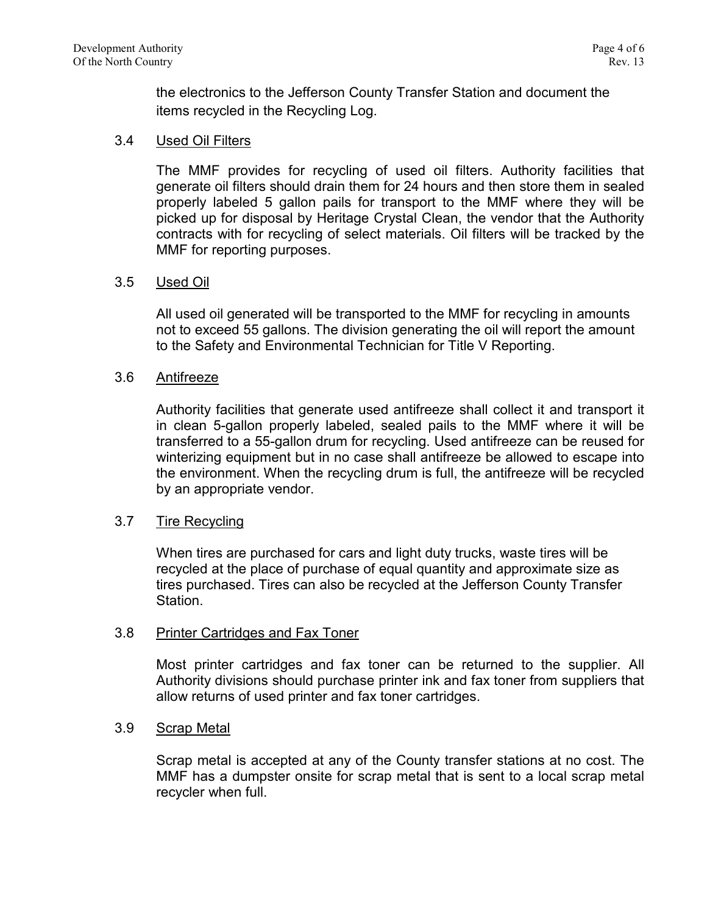the electronics to the Jefferson County Transfer Station and document the items recycled in the Recycling Log.

### 3.4 Used Oil Filters

The MMF provides for recycling of used oil filters. Authority facilities that generate oil filters should drain them for 24 hours and then store them in sealed properly labeled 5 gallon pails for transport to the MMF where they will be picked up for disposal by Heritage Crystal Clean, the vendor that the Authority contracts with for recycling of select materials. Oil filters will be tracked by the MMF for reporting purposes.

### 3.5 Used Oil

All used oil generated will be transported to the MMF for recycling in amounts not to exceed 55 gallons. The division generating the oil will report the amount to the Safety and Environmental Technician for Title V Reporting.

### 3.6 Antifreeze

Authority facilities that generate used antifreeze shall collect it and transport it in clean 5-gallon properly labeled, sealed pails to the MMF where it will be transferred to a 55-gallon drum for recycling. Used antifreeze can be reused for winterizing equipment but in no case shall antifreeze be allowed to escape into the environment. When the recycling drum is full, the antifreeze will be recycled by an appropriate vendor.

### 3.7 Tire Recycling

When tires are purchased for cars and light duty trucks, waste tires will be recycled at the place of purchase of equal quantity and approximate size as tires purchased. Tires can also be recycled at the Jefferson County Transfer Station.

### 3.8 Printer Cartridges and Fax Toner

Most printer cartridges and fax toner can be returned to the supplier. All Authority divisions should purchase printer ink and fax toner from suppliers that allow returns of used printer and fax toner cartridges.

### 3.9 Scrap Metal

Scrap metal is accepted at any of the County transfer stations at no cost. The MMF has a dumpster onsite for scrap metal that is sent to a local scrap metal recycler when full.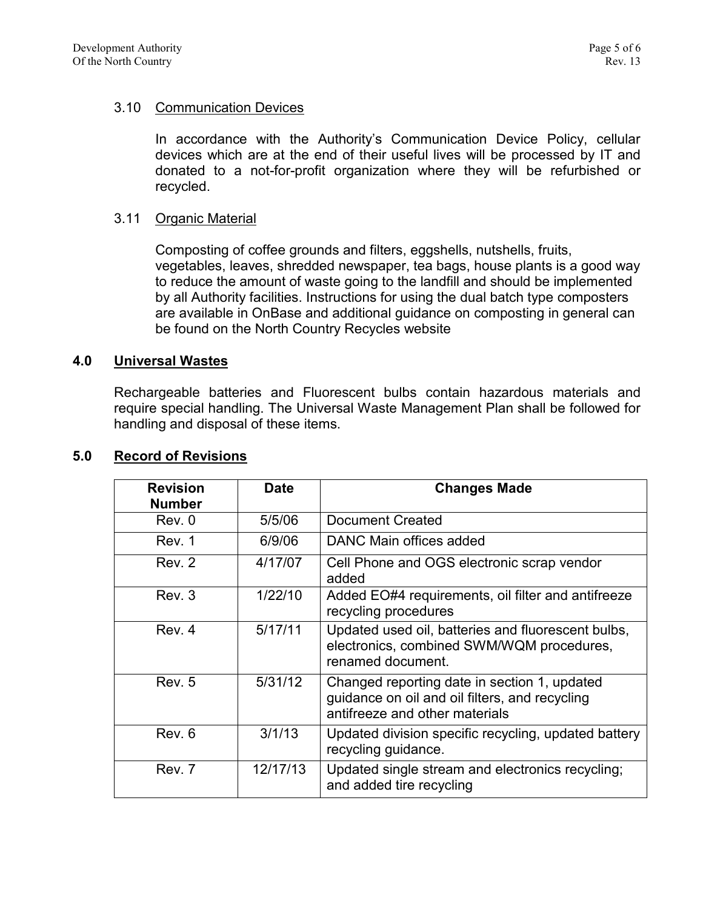### 3.10 Communication Devices

In accordance with the Authority's Communication Device Policy, cellular devices which are at the end of their useful lives will be processed by IT and donated to a not-for-profit organization where they will be refurbished or recycled.

### 3.11 Organic Material

Composting of coffee grounds and filters, eggshells, nutshells, fruits, vegetables, leaves, shredded newspaper, tea bags, house plants is a good way to reduce the amount of waste going to the landfill and should be implemented by all Authority facilities. Instructions for using the dual batch type composters are available in OnBase and additional guidance on composting in general can be found on the North Country Recycles website

## 4.0 Universal Wastes

Rechargeable batteries and Fluorescent bulbs contain hazardous materials and require special handling. The Universal Waste Management Plan shall be followed for handling and disposal of these items.

## 5.0 Record of Revisions

| Revision Number | Date | Changes Made |
|---|---|---|
| Rev. 0 | 5/5/06 | Document Created |
| Rev. 1 | 6/9/06 | DANC Main offices added |
| Rev. 2 | 4/17/07 | Cell Phone and OGS electronic scrap vendor added |
| Rev. 3 | 1/22/10 | Added EO#4 requirements, oil filter and antifreeze recycling procedures |
| Rev. 4 | 5/17/11 | Updated used oil, batteries and fluorescent bulbs, electronics, combined SWM/WQM procedures, renamed document. |
| Rev. 5 | 5/31/12 | Changed reporting date in section 1, updated guidance on oil and oil filters, and recycling antifreeze and other materials |
| Rev. 6 | 3/1/13 | Updated division specific recycling, updated battery recycling guidance. |
| Rev. 7 | 12/17/13 | Updated single stream and electronics recycling; and added tire recycling |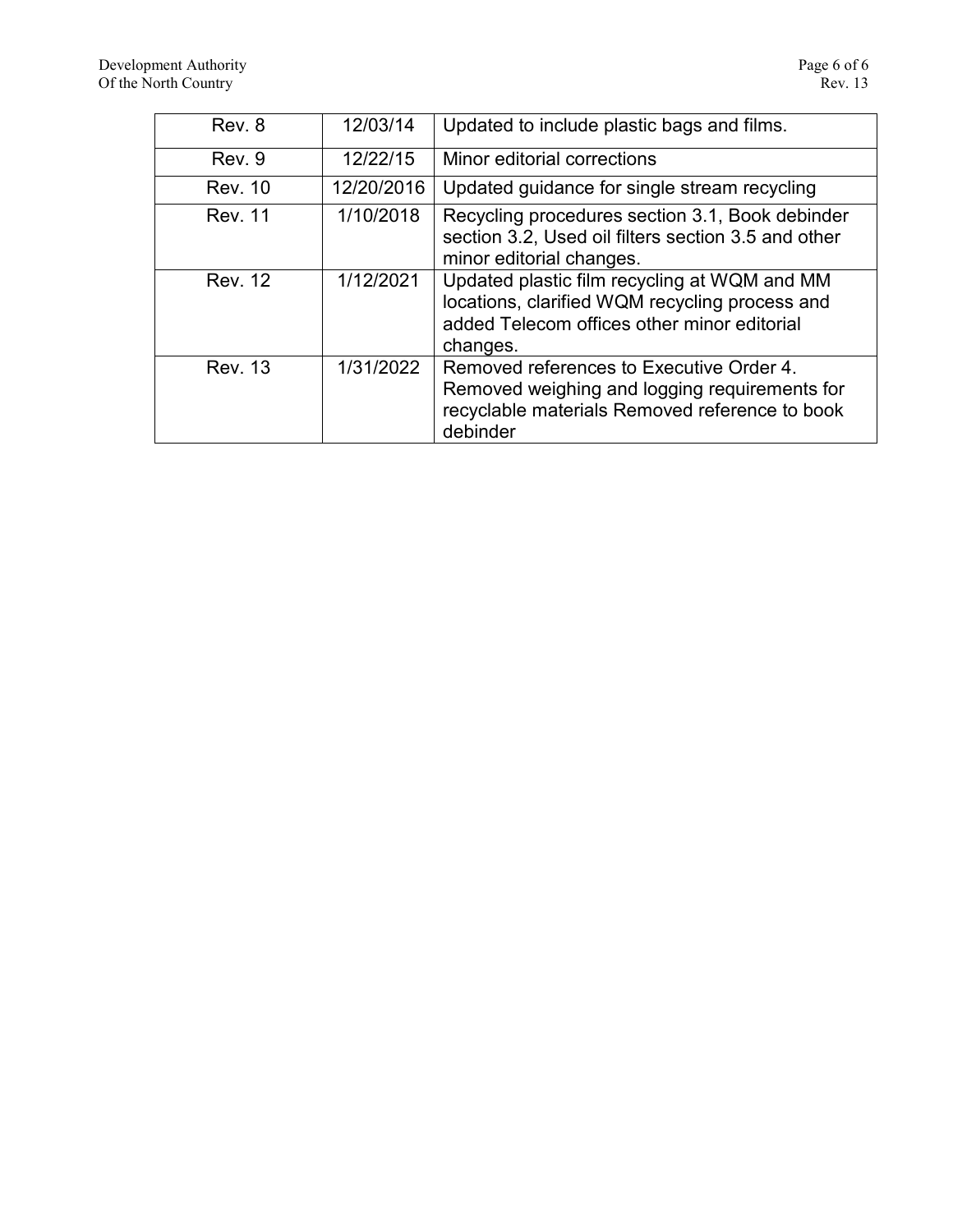| | | |
|---|---|---|
| Rev. 8 | 12/03/14 | Updated to include plastic bags and films. |
| Rev. 9 | 12/22/15 | Minor editorial corrections |
| Rev. 10 | 12/20/2016 | Updated guidance for single stream recycling |
| Rev. 11 | 1/10/2018 | Recycling procedures section 3.1, Book debinder section 3.2, Used oil filters section 3.5 and other minor editorial changes. |
| Rev. 12 | 1/12/2021 | Updated plastic film recycling at WQM and MM locations, clarified WQM recycling process and added Telecom offices other minor editorial changes. |
| Rev. 13 | 1/31/2022 | Removed references to Executive Order 4. Removed weighing and logging requirements for recyclable materials Removed reference to book debinder |